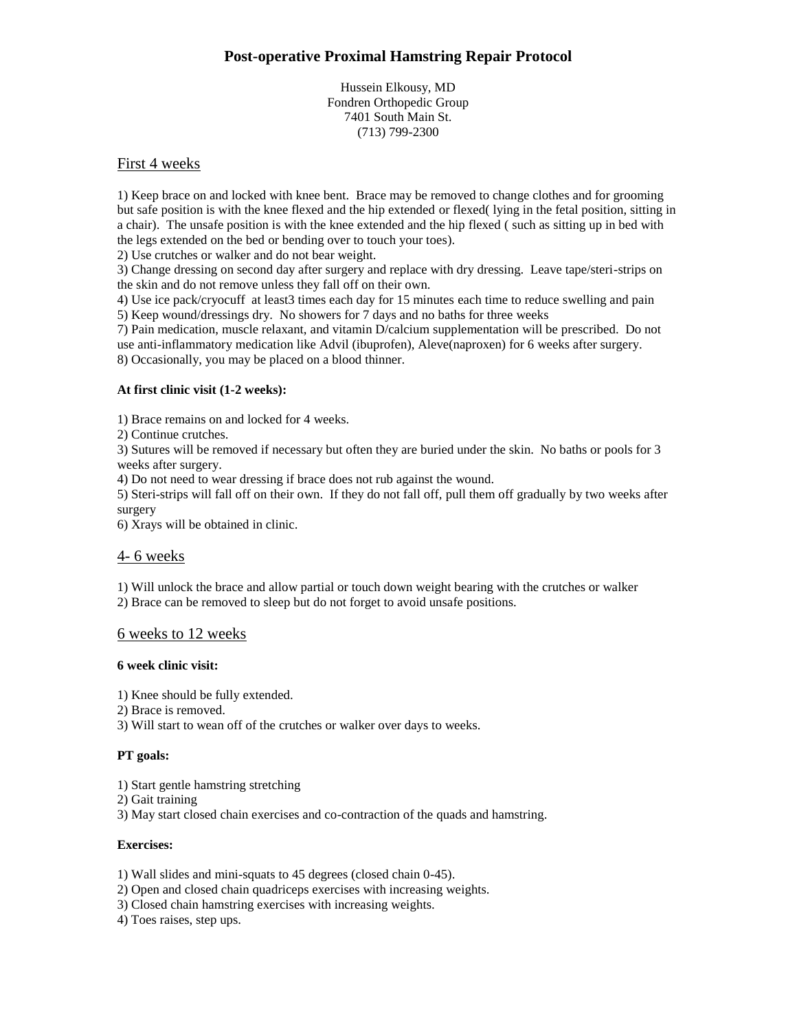# Post-operative Proximal Hamstring Repair Protocol

Hussein Elkousy, MD
Fondren Orthopedic Group
7401 South Main St.
(713) 799-2300

## First 4 weeks

1) Keep brace on and locked with knee bent. Brace may be removed to change clothes and for grooming but safe position is with the knee flexed and the hip extended or flexed( lying in the fetal position, sitting in a chair). The unsafe position is with the knee extended and the hip flexed ( such as sitting up in bed with the legs extended on the bed or bending over to touch your toes).
2) Use crutches or walker and do not bear weight.
3) Change dressing on second day after surgery and replace with dry dressing. Leave tape/steri-strips on the skin and do not remove unless they fall off on their own.
4) Use ice pack/cryocuff at least3 times each day for 15 minutes each time to reduce swelling and pain
5) Keep wound/dressings dry. No showers for 7 days and no baths for three weeks
7) Pain medication, muscle relaxant, and vitamin D/calcium supplementation will be prescribed. Do not use anti-inflammatory medication like Advil (ibuprofen), Aleve(naproxen) for 6 weeks after surgery.
8) Occasionally, you may be placed on a blood thinner.

**At first clinic visit (1-2 weeks):**

1) Brace remains on and locked for 4 weeks.
2) Continue crutches.
3) Sutures will be removed if necessary but often they are buried under the skin. No baths or pools for 3 weeks after surgery.
4) Do not need to wear dressing if brace does not rub against the wound.
5) Steri-strips will fall off on their own. If they do not fall off, pull them off gradually by two weeks after surgery
6) Xrays will be obtained in clinic.

## 4- 6 weeks

1) Will unlock the brace and allow partial or touch down weight bearing with the crutches or walker
2) Brace can be removed to sleep but do not forget to avoid unsafe positions.

## 6 weeks to 12 weeks

**6 week clinic visit:**

1) Knee should be fully extended.
2) Brace is removed.
3) Will start to wean off of the crutches or walker over days to weeks.

**PT goals:**

1) Start gentle hamstring stretching
2) Gait training
3) May start closed chain exercises and co-contraction of the quads and hamstring.

**Exercises:**

1) Wall slides and mini-squats to 45 degrees (closed chain 0-45).
2) Open and closed chain quadriceps exercises with increasing weights.
3) Closed chain hamstring exercises with increasing weights.
4) Toes raises, step ups.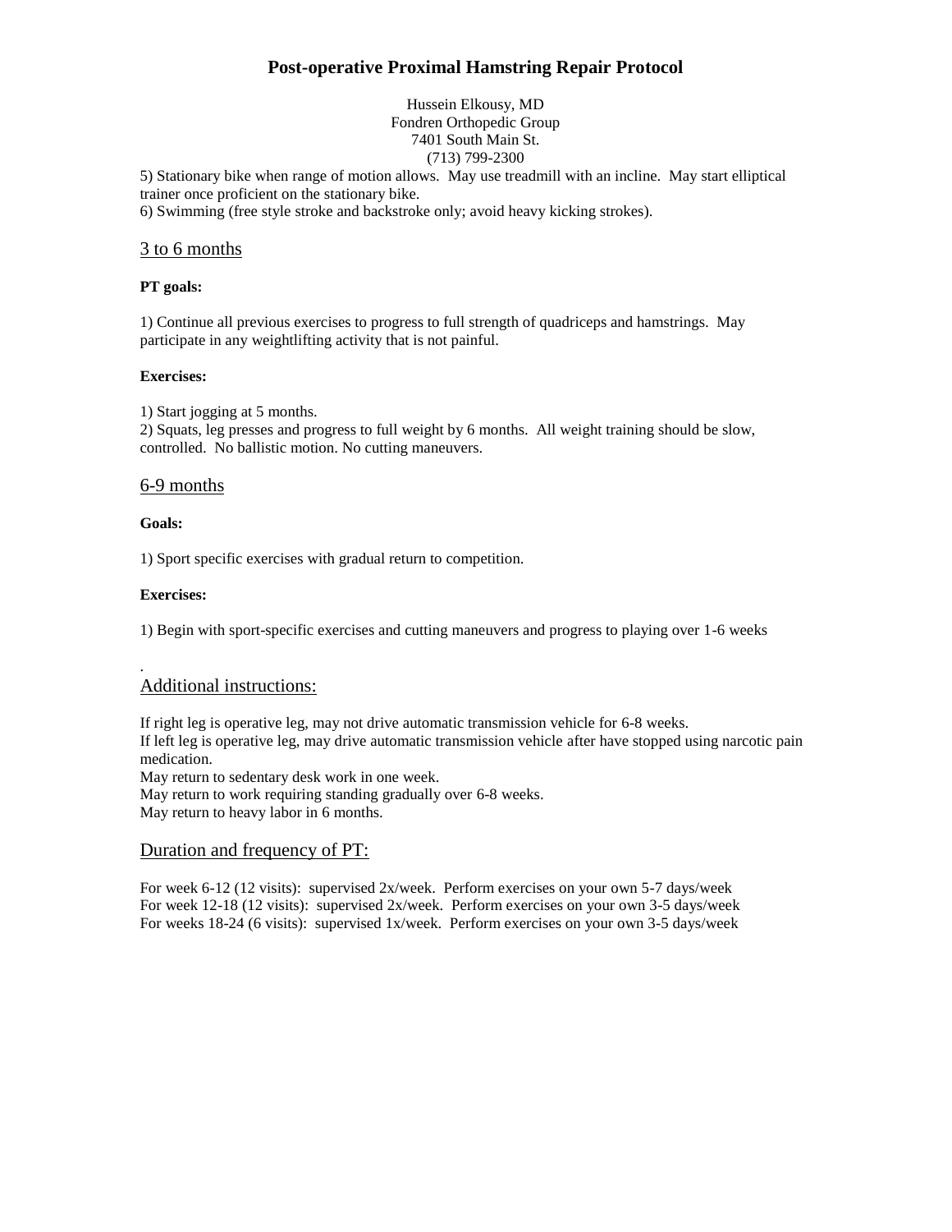5) Stationary bike when range of motion allows. May use treadmill with an incline. May start elliptical trainer once proficient on the stationary bike.
6) Swimming (free style stroke and backstroke only; avoid heavy kicking strokes).

## 3 to 6 months

**PT goals:**

1) Continue all previous exercises to progress to full strength of quadriceps and hamstrings. May participate in any weightlifting activity that is not painful.

**Exercises:**

1) Start jogging at 5 months.
2) Squats, leg presses and progress to full weight by 6 months. All weight training should be slow, controlled. No ballistic motion. No cutting maneuvers.

## 6-9 months

**Goals:**

1) Sport specific exercises with gradual return to competition.

**Exercises:**

1) Begin with sport-specific exercises and cutting maneuvers and progress to playing over 1-6 weeks

.

## Additional instructions:

If right leg is operative leg, may not drive automatic transmission vehicle for 6-8 weeks.
If left leg is operative leg, may drive automatic transmission vehicle after have stopped using narcotic pain medication.
May return to sedentary desk work in one week.
May return to work requiring standing gradually over 6-8 weeks.
May return to heavy labor in 6 months.

## Duration and frequency of PT:

For week 6-12 (12 visits): supervised 2x/week. Perform exercises on your own 5-7 days/week
For week 12-18 (12 visits): supervised 2x/week. Perform exercises on your own 3-5 days/week
For weeks 18-24 (6 visits): supervised 1x/week. Perform exercises on your own 3-5 days/week